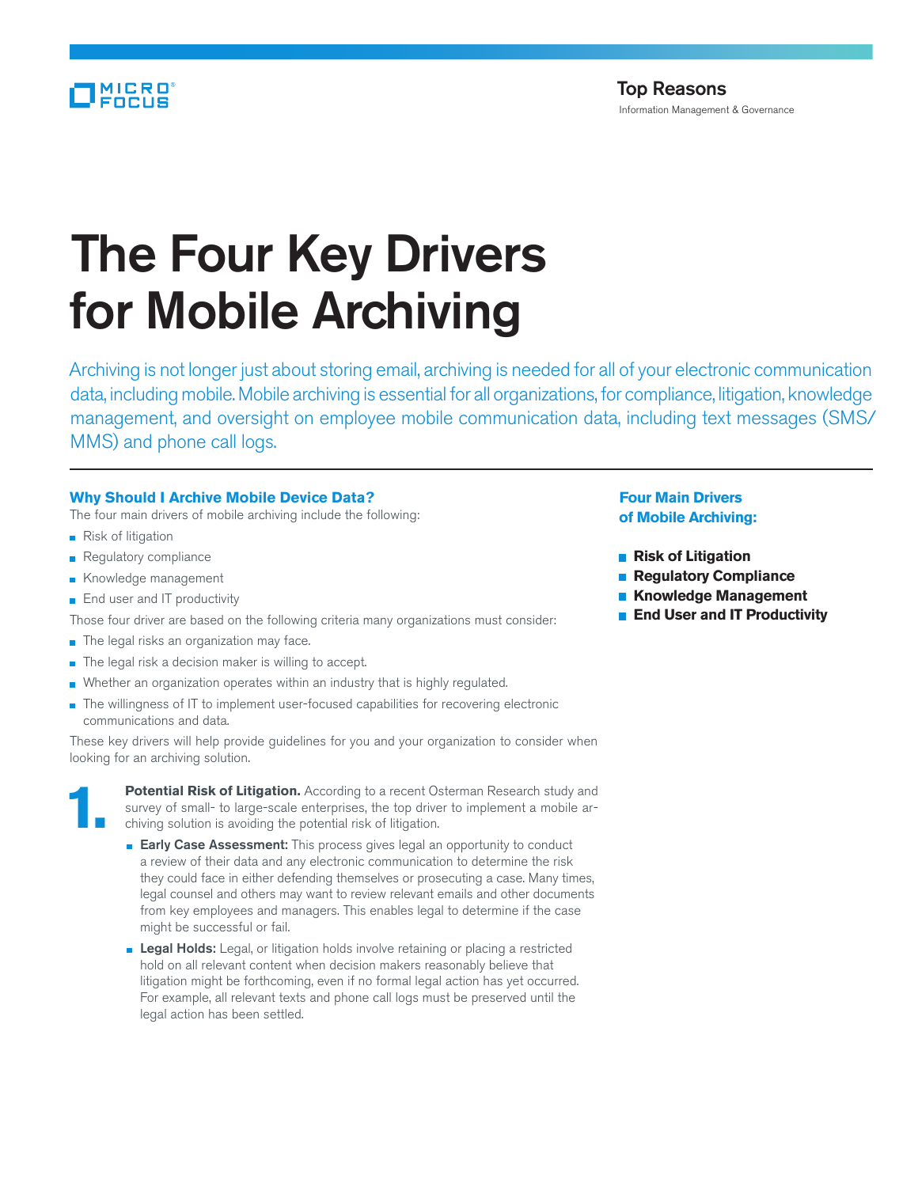Top Reasons
Information Management & Governance

# The Four Key Drivers for Mobile Archiving

Archiving is not longer just about storing email, archiving is needed for all of your electronic communication data, including mobile. Mobile archiving is essential for all organizations, for compliance, litigation, knowledge management, and oversight on employee mobile communication data, including text messages (SMS/MMS) and phone call logs.

## Why Should I Archive Mobile Device Data?

The four main drivers of mobile archiving include the following:

- Risk of litigation
- Regulatory compliance
- Knowledge management
- End user and IT productivity

Those four driver are based on the following criteria many organizations must consider:

- The legal risks an organization may face.
- The legal risk a decision maker is willing to accept.
- Whether an organization operates within an industry that is highly regulated.
- The willingness of IT to implement user-focused capabilities for recovering electronic communications and data.

These key drivers will help provide guidelines for you and your organization to consider when looking for an archiving solution.

**1. Potential Risk of Litigation.** According to a recent Osterman Research study and survey of small- to large-scale enterprises, the top driver to implement a mobile archiving solution is avoiding the potential risk of litigation.

- **Early Case Assessment:** This process gives legal an opportunity to conduct a review of their data and any electronic communication to determine the risk they could face in either defending themselves or prosecuting a case. Many times, legal counsel and others may want to review relevant emails and other documents from key employees and managers. This enables legal to determine if the case might be successful or fail.
- **Legal Holds:** Legal, or litigation holds involve retaining or placing a restricted hold on all relevant content when decision makers reasonably believe that litigation might be forthcoming, even if no formal legal action has yet occurred. For example, all relevant texts and phone call logs must be preserved until the legal action has been settled.

### Four Main Drivers of Mobile Archiving:

- **Risk of Litigation**
- **Regulatory Compliance**
- **Knowledge Management**
- **End User and IT Productivity**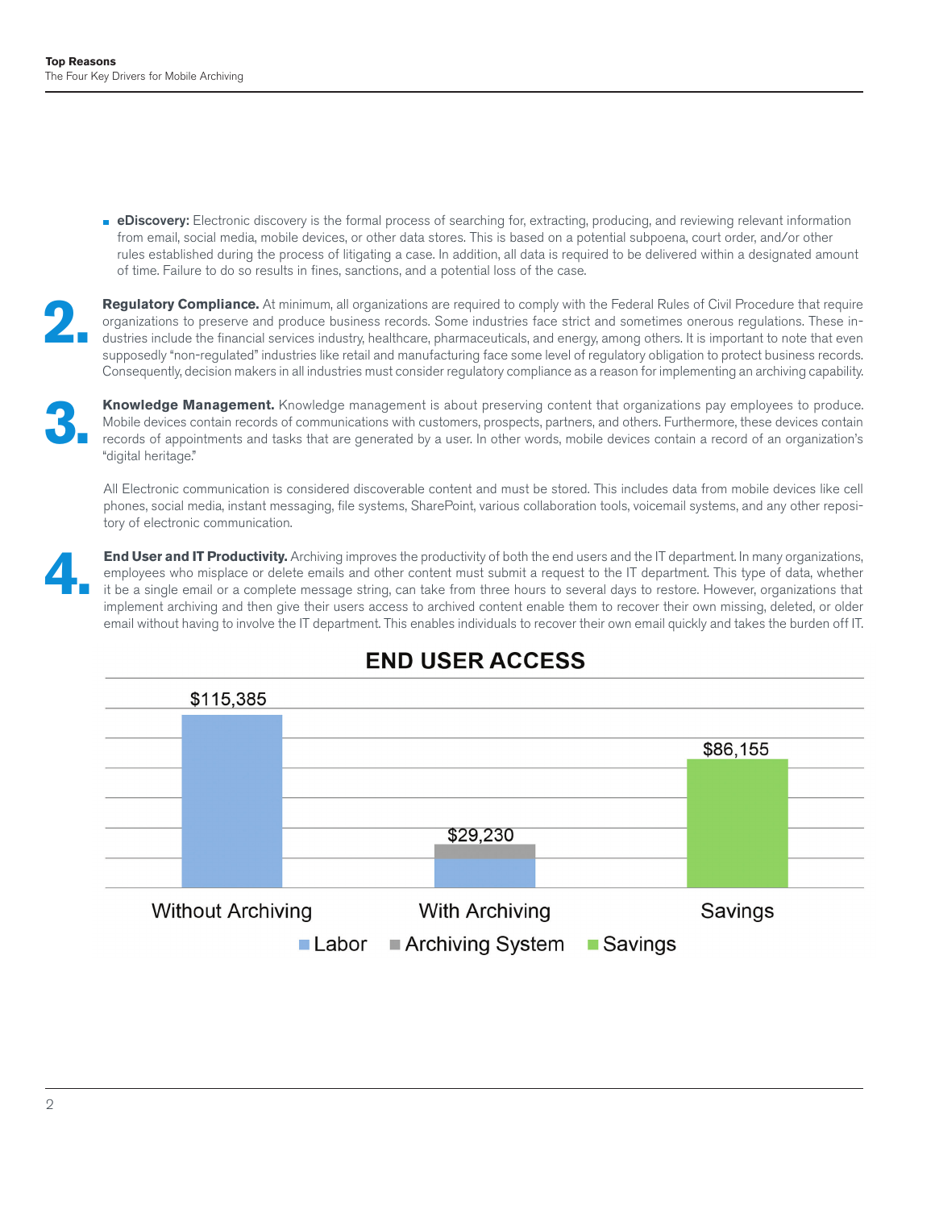- **eDiscovery:** Electronic discovery is the formal process of searching for, extracting, producing, and reviewing relevant information from email, social media, mobile devices, or other data stores. This is based on a potential subpoena, court order, and/or other rules established during the process of litigating a case. In addition, all data is required to be delivered within a designated amount of time. Failure to do so results in fines, sanctions, and a potential loss of the case.

**2. Regulatory Compliance.** At minimum, all organizations are required to comply with the Federal Rules of Civil Procedure that require organizations to preserve and produce business records. Some industries face strict and sometimes onerous regulations. These industries include the financial services industry, healthcare, pharmaceuticals, and energy, among others. It is important to note that even supposedly "non-regulated" industries like retail and manufacturing face some level of regulatory obligation to protect business records. Consequently, decision makers in all industries must consider regulatory compliance as a reason for implementing an archiving capability.

**3. Knowledge Management.** Knowledge management is about preserving content that organizations pay employees to produce. Mobile devices contain records of communications with customers, prospects, partners, and others. Furthermore, these devices contain records of appointments and tasks that are generated by a user. In other words, mobile devices contain a record of an organization's "digital heritage."

All Electronic communication is considered discoverable content and must be stored. This includes data from mobile devices like cell phones, social media, instant messaging, file systems, SharePoint, various collaboration tools, voicemail systems, and any other repository of electronic communication.

**4. End User and IT Productivity.** Archiving improves the productivity of both the end users and the IT department. In many organizations, employees who misplace or delete emails and other content must submit a request to the IT department. This type of data, whether it be a single email or a complete message string, can take from three hours to several days to restore. However, organizations that implement archiving and then give their users access to archived content enable them to recover their own missing, deleted, or older email without having to involve the IT department. This enables individuals to recover their own email quickly and takes the burden off IT.

**END USER ACCESS**

| | Without Archiving | With Archiving | Savings |
|---|---|---|---|
| Total | $115,385 | $29,230 | $86,155 |

Legend: Labor, Archiving System, Savings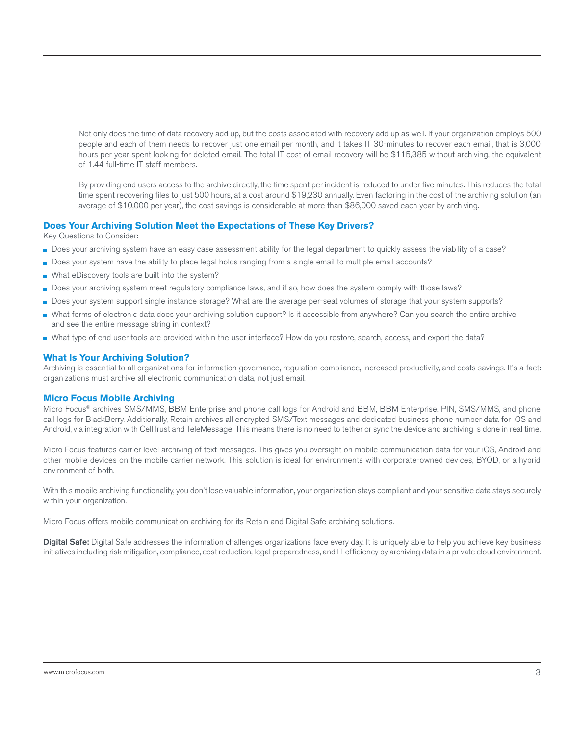Not only does the time of data recovery add up, but the costs associated with recovery add up as well. If your organization employs 500 people and each of them needs to recover just one email per month, and it takes IT 30-minutes to recover each email, that is 3,000 hours per year spent looking for deleted email. The total IT cost of email recovery will be $115,385 without archiving, the equivalent of 1.44 full-time IT staff members.

By providing end users access to the archive directly, the time spent per incident is reduced to under five minutes. This reduces the total time spent recovering files to just 500 hours, at a cost around $19,230 annually. Even factoring in the cost of the archiving solution (an average of $10,000 per year), the cost savings is considerable at more than $86,000 saved each year by archiving.

## Does Your Archiving Solution Meet the Expectations of These Key Drivers?

Key Questions to Consider:

- Does your archiving system have an easy case assessment ability for the legal department to quickly assess the viability of a case?
- Does your system have the ability to place legal holds ranging from a single email to multiple email accounts?
- What eDiscovery tools are built into the system?
- Does your archiving system meet regulatory compliance laws, and if so, how does the system comply with those laws?
- Does your system support single instance storage? What are the average per-seat volumes of storage that your system supports?
- What forms of electronic data does your archiving solution support? Is it accessible from anywhere? Can you search the entire archive and see the entire message string in context?
- What type of end user tools are provided within the user interface? How do you restore, search, access, and export the data?

## What Is Your Archiving Solution?

Archiving is essential to all organizations for information governance, regulation compliance, increased productivity, and costs savings. It's a fact: organizations must archive all electronic communication data, not just email.

## Micro Focus Mobile Archiving

Micro Focus® archives SMS/MMS, BBM Enterprise and phone call logs for Android and BBM, BBM Enterprise, PIN, SMS/MMS, and phone call logs for BlackBerry. Additionally, Retain archives all encrypted SMS/Text messages and dedicated business phone number data for iOS and Android, via integration with CellTrust and TeleMessage. This means there is no need to tether or sync the device and archiving is done in real time.

Micro Focus features carrier level archiving of text messages. This gives you oversight on mobile communication data for your iOS, Android and other mobile devices on the mobile carrier network. This solution is ideal for environments with corporate-owned devices, BYOD, or a hybrid environment of both.

With this mobile archiving functionality, you don't lose valuable information, your organization stays compliant and your sensitive data stays securely within your organization.

Micro Focus offers mobile communication archiving for its Retain and Digital Safe archiving solutions.

**Digital Safe:** Digital Safe addresses the information challenges organizations face every day. It is uniquely able to help you achieve key business initiatives including risk mitigation, compliance, cost reduction, legal preparedness, and IT efficiency by archiving data in a private cloud environment.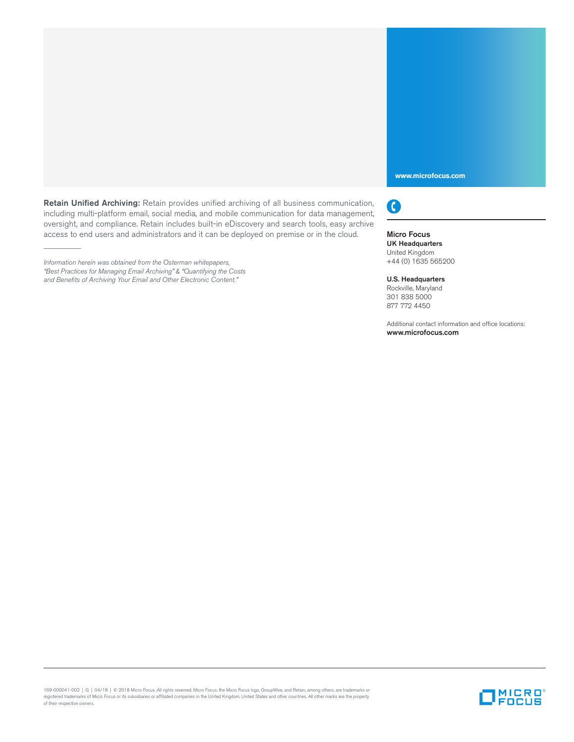**Retain Unified Archiving:** Retain provides unified archiving of all business communication, including multi-platform email, social media, and mobile communication for data management, oversight, and compliance. Retain includes built-in eDiscovery and search tools, easy archive access to end users and administrators and it can be deployed on premise or in the cloud.

---

*Information herein was obtained from the Osterman whitepapers, "Best Practices for Managing Email Archiving" & "Quantifying the Costs and Benefits of Archiving Your Email and Other Electronic Content."*

**www.microfocus.com**

**Micro Focus**
**UK Headquarters**
United Kingdom
+44 (0) 1635 565200

**U.S. Headquarters**
Rockville, Maryland
301 838 5000
877 772 4450

Additional contact information and office locations:
**www.microfocus.com**

169-000041-002 | G | 04/18 | © 2018 Micro Focus. All rights reserved. Micro Focus, the Micro Focus logo, GroupWise, and Retain, among others, are trademarks or registered trademarks of Micro Focus or its subsidiaries or affiliated companies in the United Kingdom, United States and other countries. All other marks are the property of their respective owners.